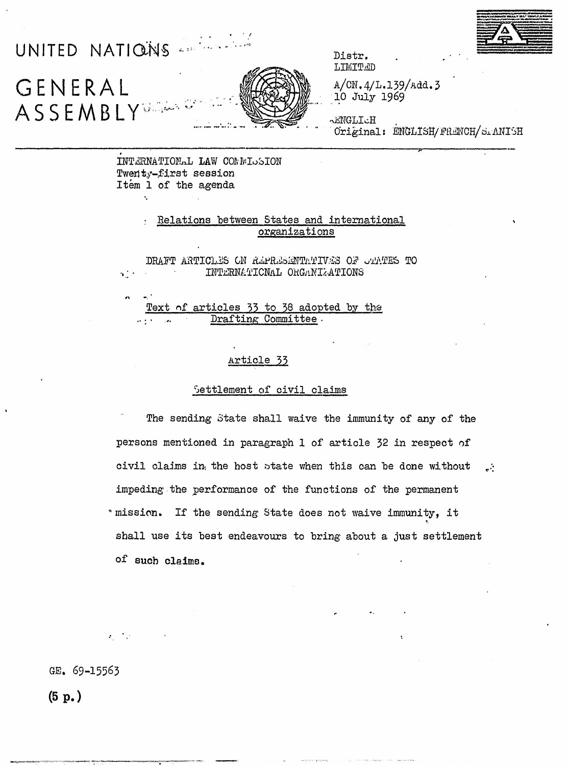UNITED NATIONS

GENERAL ASSEMBLY

Distr.
LIMITED

A/CN.4/L.139/Add.3
10 July 1969

ENGLISH
Original: ENGLISH/FRENCH/SPANISH

INTERNATIONAL LAW COMMISSION
Twenty-first session
Item 1 of the agenda

## Relations between States and international organizations

## DRAFT ARTICLES ON REPRESENTATIVES OF STATES TO INTERNATIONAL ORGANIZATIONS

### Text of articles 33 to 38 adopted by the Drafting Committee

### Article 33

### Settlement of civil claims

The sending State shall waive the immunity of any of the persons mentioned in paragraph 1 of article 32 in respect of civil claims in the host State when this can be done without impeding the performance of the functions of the permanent mission. If the sending State does not waive immunity, it shall use its best endeavours to bring about a just settlement of such claims.

GE. 69-15563

(5 p.)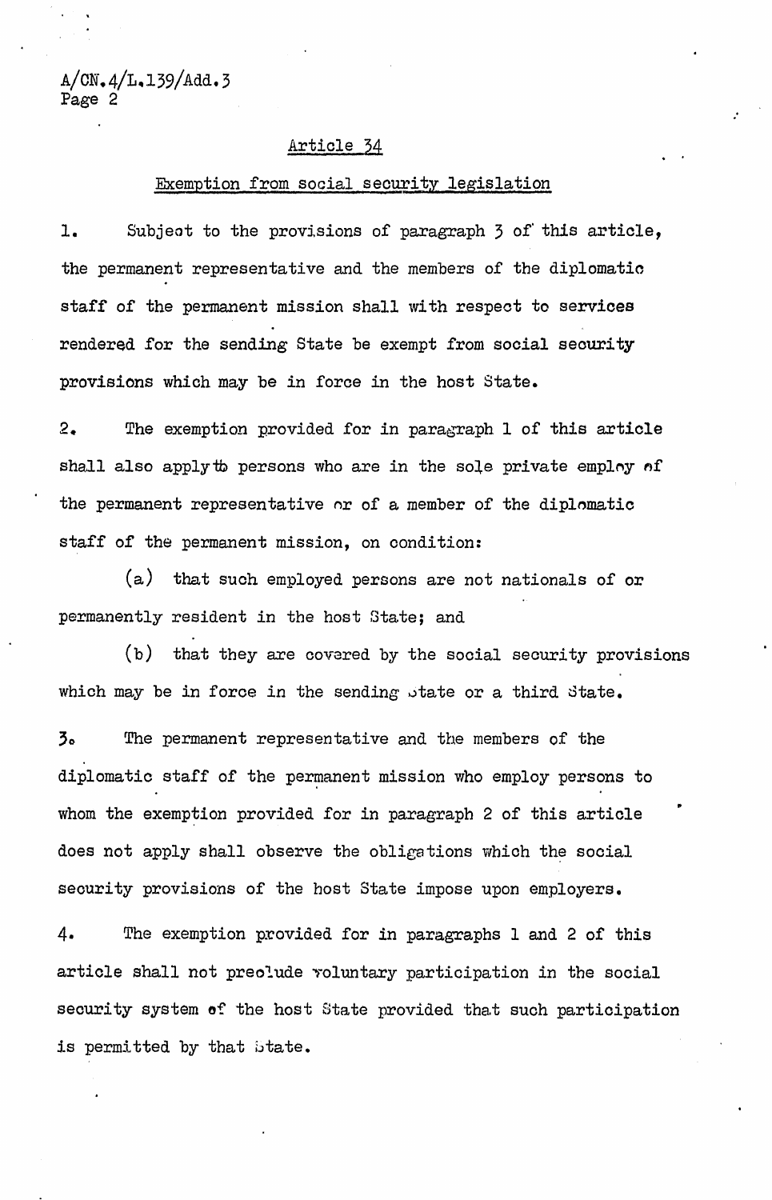## Article 34

### Exemption from social security legislation

1. Subject to the provisions of paragraph 3 of this article, the permanent representative and the members of the diplomatic staff of the permanent mission shall with respect to services rendered for the sending State be exempt from social security provisions which may be in force in the host State.

2. The exemption provided for in paragraph 1 of this article shall also apply to persons who are in the sole private employ of the permanent representative or of a member of the diplomatic staff of the permanent mission, on condition:

(a) that such employed persons are not nationals of or permanently resident in the host State; and

(b) that they are covered by the social security provisions which may be in force in the sending State or a third State.

3. The permanent representative and the members of the diplomatic staff of the permanent mission who employ persons to whom the exemption provided for in paragraph 2 of this article does not apply shall observe the obligations which the social security provisions of the host State impose upon employers.

4. The exemption provided for in paragraphs 1 and 2 of this article shall not preclude voluntary participation in the social security system of the host State provided that such participation is permitted by that State.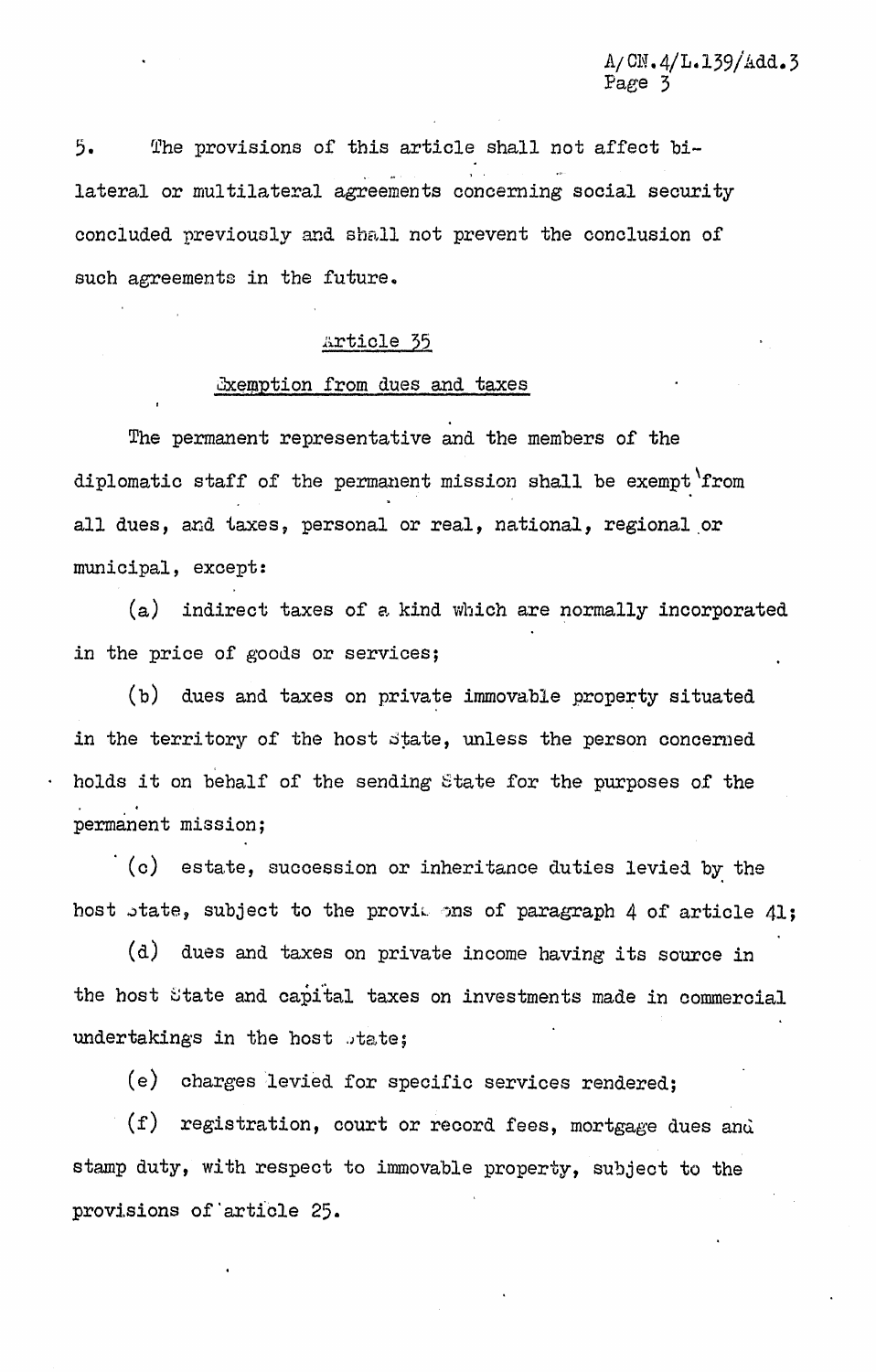5. The provisions of this article shall not affect bilateral or multilateral agreements concerning social security concluded previously and shall not prevent the conclusion of such agreements in the future.

### Article 35

### Exemption from dues and taxes

The permanent representative and the members of the diplomatic staff of the permanent mission shall be exempt from all dues, and taxes, personal or real, national, regional or municipal, except:

(a) indirect taxes of a kind which are normally incorporated in the price of goods or services;

(b) dues and taxes on private immovable property situated in the territory of the host State, unless the person concerned holds it on behalf of the sending State for the purposes of the permanent mission;

(c) estate, succession or inheritance duties levied by the host State, subject to the provisions of paragraph 4 of article 41;

(d) dues and taxes on private income having its source in the host State and capital taxes on investments made in commercial undertakings in the host State;

(e) charges levied for specific services rendered;

(f) registration, court or record fees, mortgage dues and stamp duty, with respect to immovable property, subject to the provisions of article 25.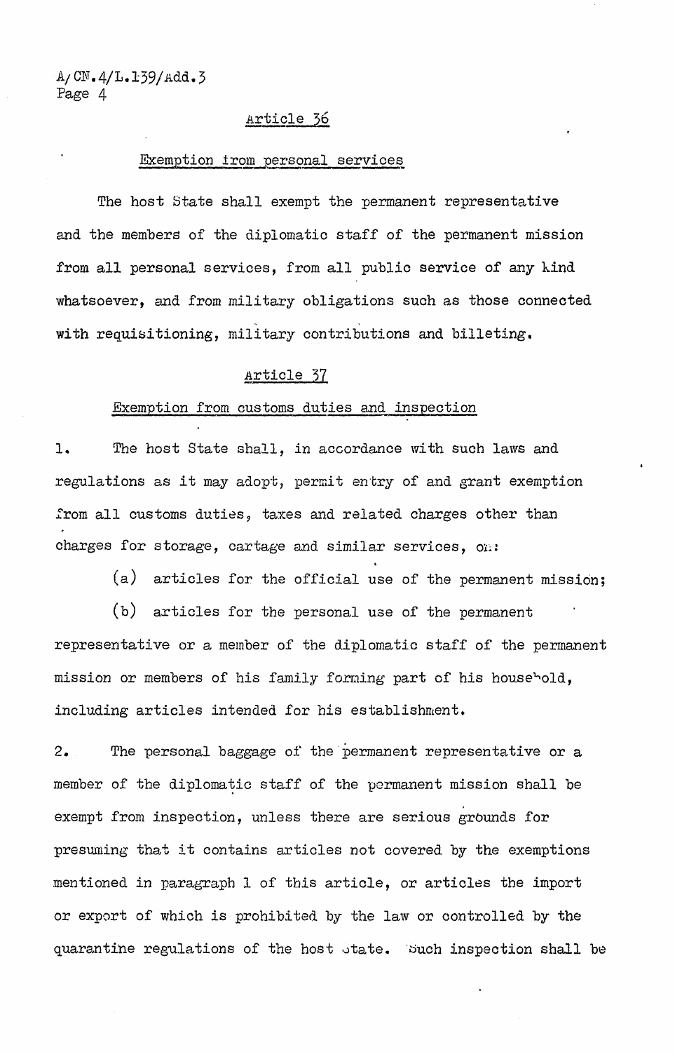## Article 36

### Exemption from personal services

The host State shall exempt the permanent representative and the members of the diplomatic staff of the permanent mission from all personal services, from all public service of any kind whatsoever, and from military obligations such as those connected with requisitioning, military contributions and billeting.

## Article 37

### Exemption from customs duties and inspection

1. The host State shall, in accordance with such laws and regulations as it may adopt, permit entry of and grant exemption from all customs duties, taxes and related charges other than charges for storage, cartage and similar services, on:

(a) articles for the official use of the permanent mission;

(b) articles for the personal use of the permanent representative or a member of the diplomatic staff of the permanent mission or members of his family forming part of his household, including articles intended for his establishment.

2. The personal baggage of the permanent representative or a member of the diplomatic staff of the permanent mission shall be exempt from inspection, unless there are serious grounds for presuming that it contains articles not covered by the exemptions mentioned in paragraph 1 of this article, or articles the import or export of which is prohibited by the law or controlled by the quarantine regulations of the host State. Such inspection shall be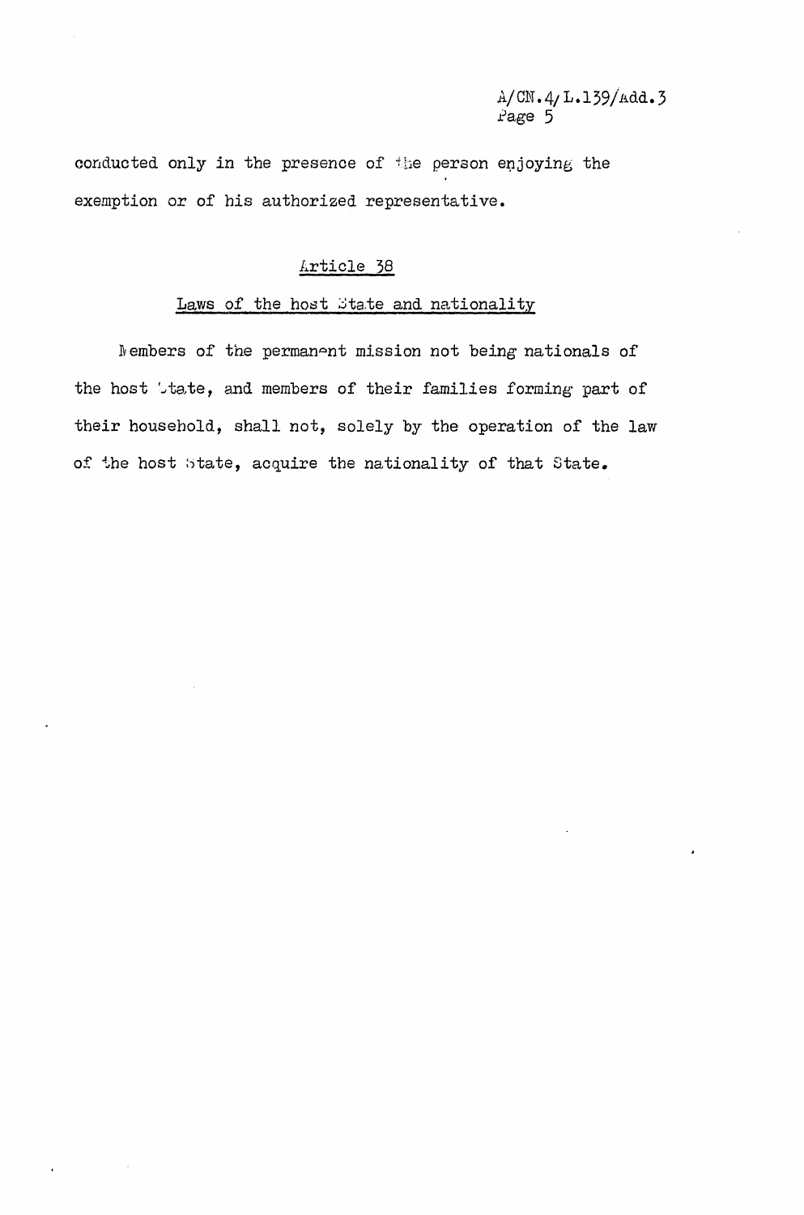conducted only in the presence of the person enjoying the exemption or of his authorized representative.

## Article 38

### Laws of the host State and nationality

Members of the permanent mission not being nationals of the host State, and members of their families forming part of their household, shall not, solely by the operation of the law of the host State, acquire the nationality of that State.